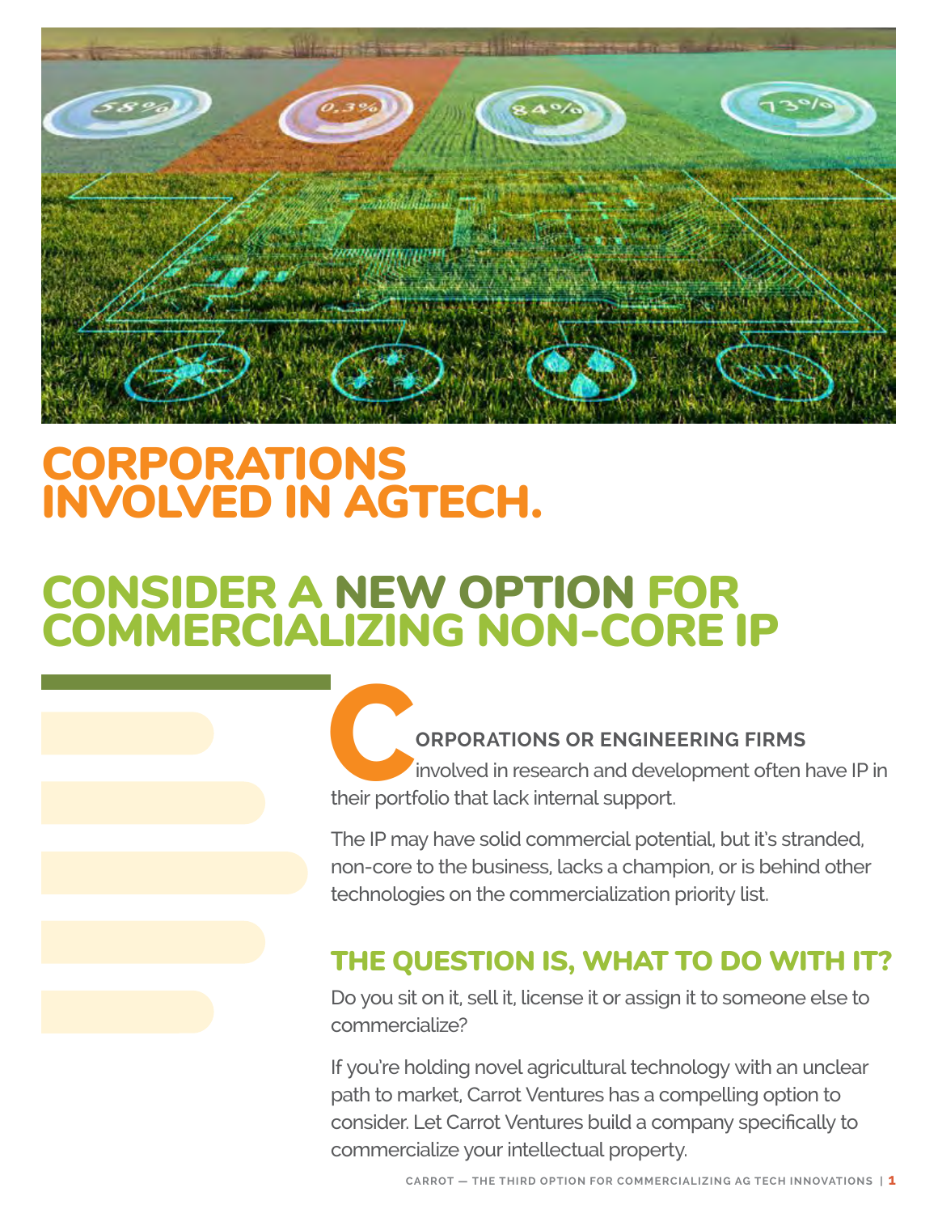# CORPORATIONS INVOLVED IN AGTECH.

# CONSIDER A NEW OPTION FOR COMMERCIALIZING NON-CORE IP

**CORPORATIONS OR ENGINEERING FIRMS** involved in research and development often have IP in their portfolio that lack internal support.

The IP may have solid commercial potential, but it's stranded, non-core to the business, lacks a champion, or is behind other technologies on the commercialization priority list.

## THE QUESTION IS, WHAT TO DO WITH IT?

Do you sit on it, sell it, license it or assign it to someone else to commercialize?

If you're holding novel agricultural technology with an unclear path to market, Carrot Ventures has a compelling option to consider. Let Carrot Ventures build a company specifically to commercialize your intellectual property.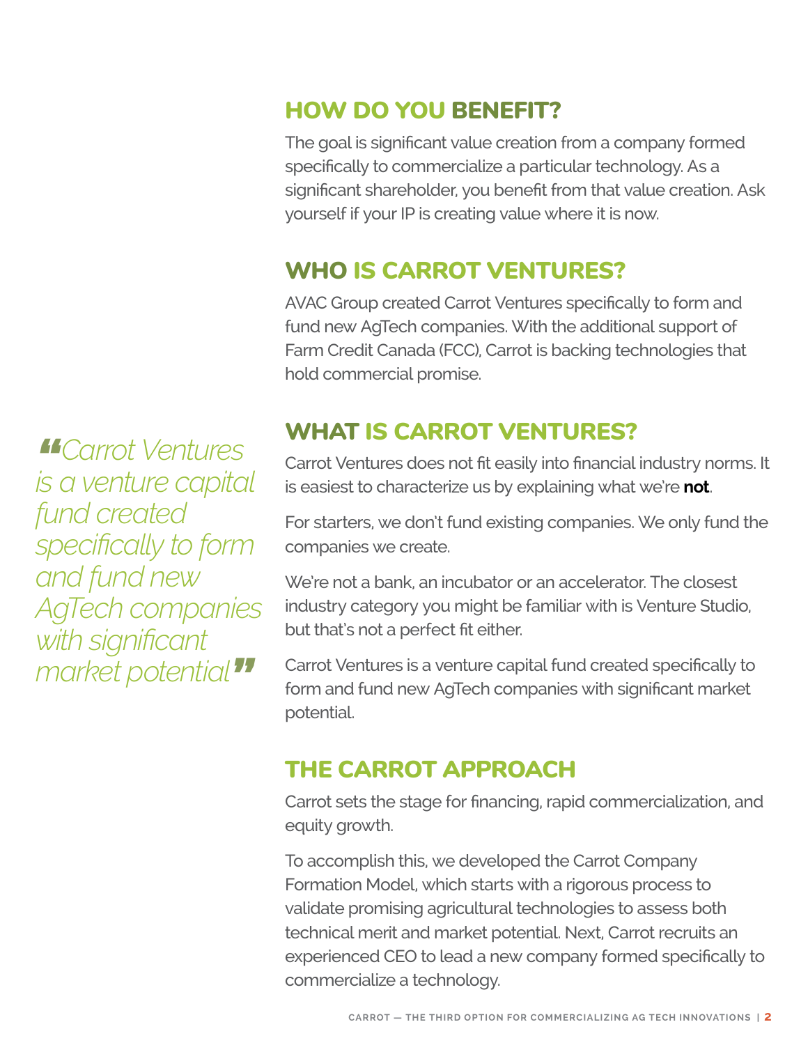## HOW DO YOU BENEFIT?

The goal is significant value creation from a company formed specifically to commercialize a particular technology. As a significant shareholder, you benefit from that value creation. Ask yourself if your IP is creating value where it is now.

## WHO IS CARROT VENTURES?

AVAC Group created Carrot Ventures specifically to form and fund new AgTech companies. With the additional support of Farm Credit Canada (FCC), Carrot is backing technologies that hold commercial promise.

## WHAT IS CARROT VENTURES?

> *"Carrot Ventures is a venture capital fund created specifically to form and fund new AgTech companies with significant market potential"*

Carrot Ventures does not fit easily into financial industry norms. It is easiest to characterize us by explaining what we're **not**.

For starters, we don't fund existing companies. We only fund the companies we create.

We're not a bank, an incubator or an accelerator. The closest industry category you might be familiar with is Venture Studio, but that's not a perfect fit either.

Carrot Ventures is a venture capital fund created specifically to form and fund new AgTech companies with significant market potential.

## THE CARROT APPROACH

Carrot sets the stage for financing, rapid commercialization, and equity growth.

To accomplish this, we developed the Carrot Company Formation Model, which starts with a rigorous process to validate promising agricultural technologies to assess both technical merit and market potential. Next, Carrot recruits an experienced CEO to lead a new company formed specifically to commercialize a technology.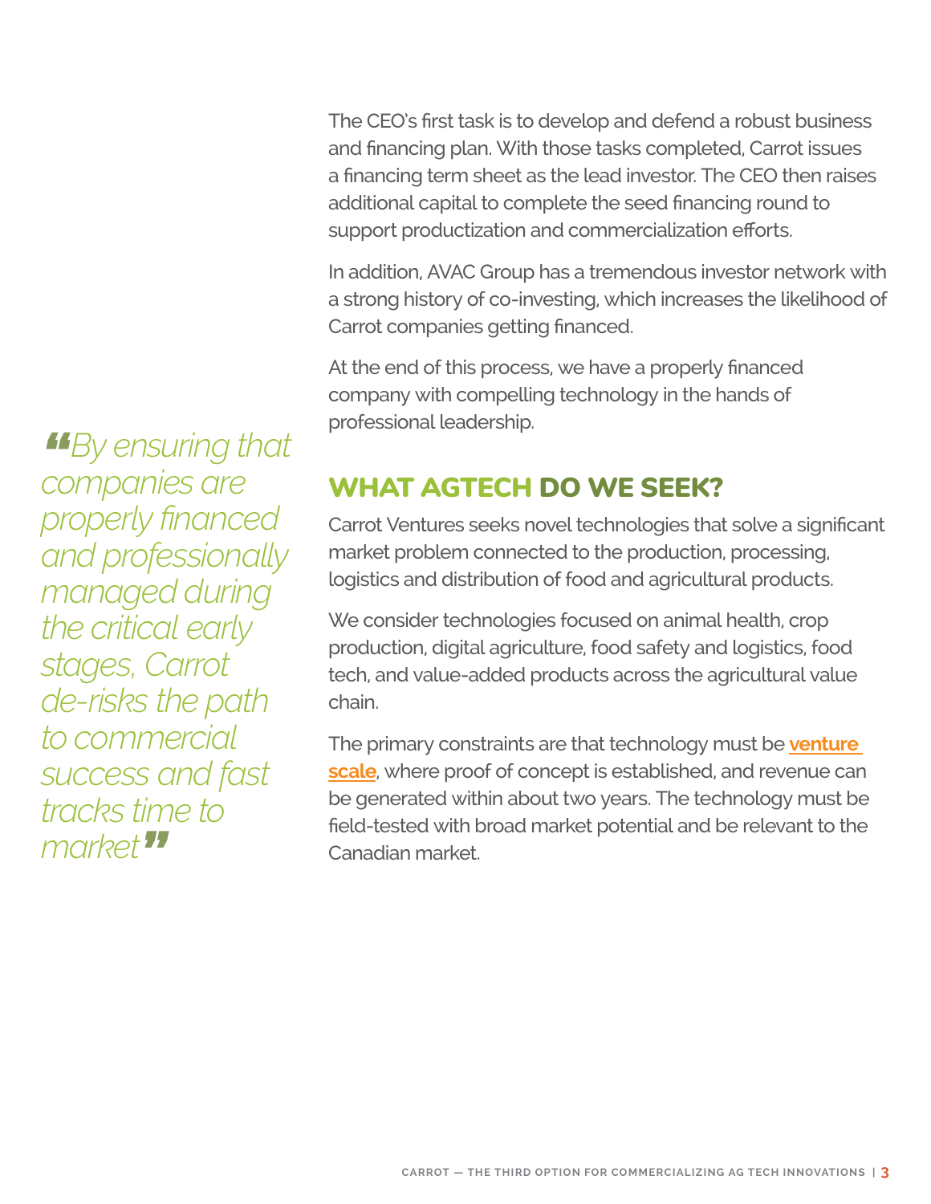The CEO's first task is to develop and defend a robust business and financing plan. With those tasks completed, Carrot issues a financing term sheet as the lead investor. The CEO then raises additional capital to complete the seed financing round to support productization and commercialization efforts.

In addition, AVAC Group has a tremendous investor network with a strong history of co-investing, which increases the likelihood of Carrot companies getting financed.

At the end of this process, we have a properly financed company with compelling technology in the hands of professional leadership.

> *"By ensuring that companies are properly financed and professionally managed during the critical early stages, Carrot de-risks the path to commercial success and fast tracks time to market"*

## WHAT AGTECH DO WE SEEK?

Carrot Ventures seeks novel technologies that solve a significant market problem connected to the production, processing, logistics and distribution of food and agricultural products.

We consider technologies focused on animal health, crop production, digital agriculture, food safety and logistics, food tech, and value-added products across the agricultural value chain.

The primary constraints are that technology must be **venture scale**, where proof of concept is established, and revenue can be generated within about two years. The technology must be field-tested with broad market potential and be relevant to the Canadian market.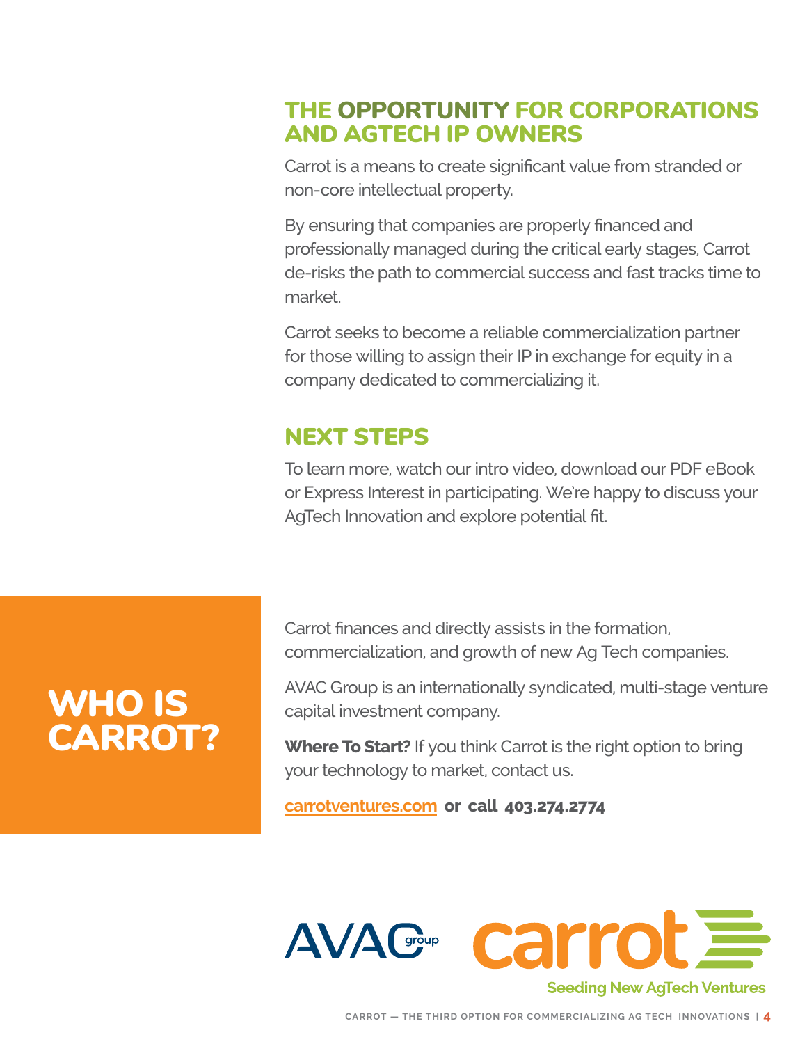## THE OPPORTUNITY FOR CORPORATIONS AND AGTECH IP OWNERS

Carrot is a means to create significant value from stranded or non-core intellectual property.

By ensuring that companies are properly financed and professionally managed during the critical early stages, Carrot de-risks the path to commercial success and fast tracks time to market.

Carrot seeks to become a reliable commercialization partner for those willing to assign their IP in exchange for equity in a company dedicated to commercializing it.

## NEXT STEPS

To learn more, watch our intro video, download our PDF eBook or Express Interest in participating. We're happy to discuss your AgTech Innovation and explore potential fit.

## WHO IS CARROT?

Carrot finances and directly assists in the formation, commercialization, and growth of new Ag Tech companies.

AVAC Group is an internationally syndicated, multi-stage venture capital investment company.

**Where To Start?** If you think Carrot is the right option to bring your technology to market, contact us.

**carrotventures.com or call 403.274.2774**

AVAC group

carrot

Seeding New AgTech Ventures